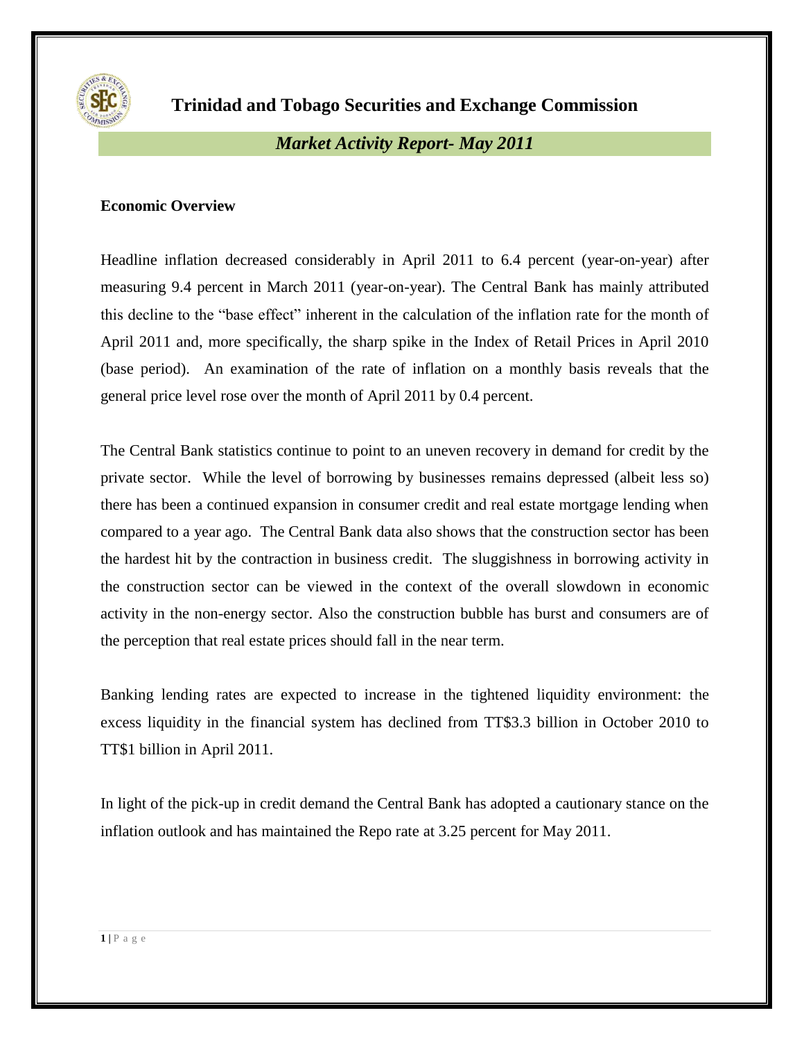# Trinidad and Tobago Securities and Exchange Commission

## *Market Activity Report- May 2011*

### Economic Overview

Headline inflation decreased considerably in April 2011 to 6.4 percent (year-on-year) after measuring 9.4 percent in March 2011 (year-on-year). The Central Bank has mainly attributed this decline to the "base effect" inherent in the calculation of the inflation rate for the month of April 2011 and, more specifically, the sharp spike in the Index of Retail Prices in April 2010 (base period). An examination of the rate of inflation on a monthly basis reveals that the general price level rose over the month of April 2011 by 0.4 percent.

The Central Bank statistics continue to point to an uneven recovery in demand for credit by the private sector. While the level of borrowing by businesses remains depressed (albeit less so) there has been a continued expansion in consumer credit and real estate mortgage lending when compared to a year ago. The Central Bank data also shows that the construction sector has been the hardest hit by the contraction in business credit. The sluggishness in borrowing activity in the construction sector can be viewed in the context of the overall slowdown in economic activity in the non-energy sector. Also the construction bubble has burst and consumers are of the perception that real estate prices should fall in the near term.

Banking lending rates are expected to increase in the tightened liquidity environment: the excess liquidity in the financial system has declined from TT$3.3 billion in October 2010 to TT$1 billion in April 2011.

In light of the pick-up in credit demand the Central Bank has adopted a cautionary stance on the inflation outlook and has maintained the Repo rate at 3.25 percent for May 2011.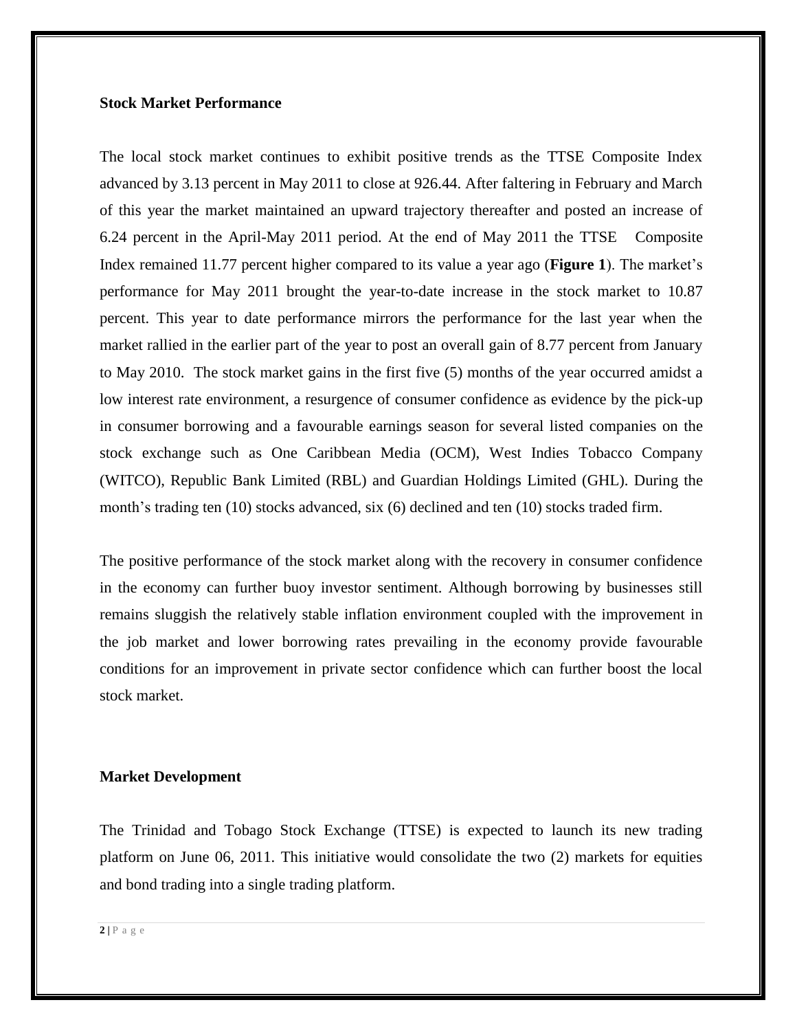**Stock Market Performance**

The local stock market continues to exhibit positive trends as the TTSE Composite Index advanced by 3.13 percent in May 2011 to close at 926.44. After faltering in February and March of this year the market maintained an upward trajectory thereafter and posted an increase of 6.24 percent in the April-May 2011 period. At the end of May 2011 the TTSE Composite Index remained 11.77 percent higher compared to its value a year ago (**Figure 1**). The market's performance for May 2011 brought the year-to-date increase in the stock market to 10.87 percent. This year to date performance mirrors the performance for the last year when the market rallied in the earlier part of the year to post an overall gain of 8.77 percent from January to May 2010. The stock market gains in the first five (5) months of the year occurred amidst a low interest rate environment, a resurgence of consumer confidence as evidence by the pick-up in consumer borrowing and a favourable earnings season for several listed companies on the stock exchange such as One Caribbean Media (OCM), West Indies Tobacco Company (WITCO), Republic Bank Limited (RBL) and Guardian Holdings Limited (GHL). During the month's trading ten (10) stocks advanced, six (6) declined and ten (10) stocks traded firm.

The positive performance of the stock market along with the recovery in consumer confidence in the economy can further buoy investor sentiment. Although borrowing by businesses still remains sluggish the relatively stable inflation environment coupled with the improvement in the job market and lower borrowing rates prevailing in the economy provide favourable conditions for an improvement in private sector confidence which can further boost the local stock market.

**Market Development**

The Trinidad and Tobago Stock Exchange (TTSE) is expected to launch its new trading platform on June 06, 2011. This initiative would consolidate the two (2) markets for equities and bond trading into a single trading platform.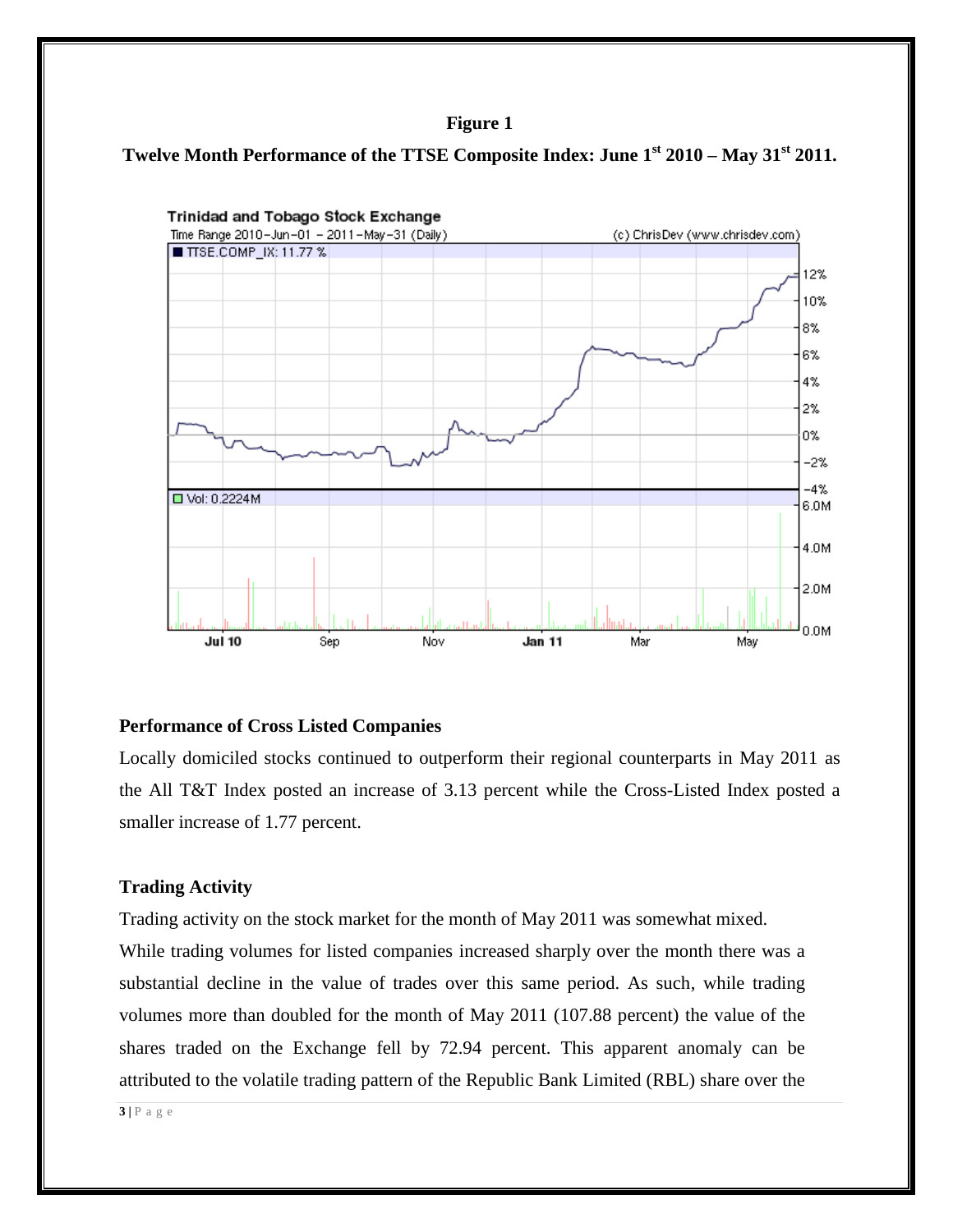**Figure 1**

**Twelve Month Performance of the TTSE Composite Index: June 1st 2010 – May 31st 2011.**

### Performance of Cross Listed Companies

Locally domiciled stocks continued to outperform their regional counterparts in May 2011 as the All T&T Index posted an increase of 3.13 percent while the Cross-Listed Index posted a smaller increase of 1.77 percent.

### Trading Activity

Trading activity on the stock market for the month of May 2011 was somewhat mixed. While trading volumes for listed companies increased sharply over the month there was a substantial decline in the value of trades over this same period. As such, while trading volumes more than doubled for the month of May 2011 (107.88 percent) the value of the shares traded on the Exchange fell by 72.94 percent. This apparent anomaly can be attributed to the volatile trading pattern of the Republic Bank Limited (RBL) share over the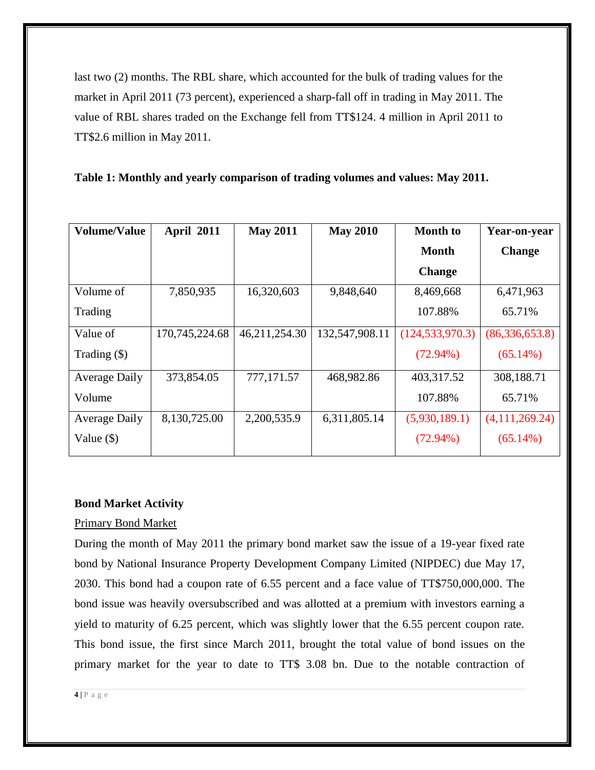last two (2) months. The RBL share, which accounted for the bulk of trading values for the market in April 2011 (73 percent), experienced a sharp-fall off in trading in May 2011. The value of RBL shares traded on the Exchange fell from TT$124. 4 million in April 2011 to TT$2.6 million in May 2011.

**Table 1: Monthly and yearly comparison of trading volumes and values: May 2011.**

| Volume/Value | April 2011 | May 2011 | May 2010 | Month to Month Change | Year-on-year Change |
|---|---|---|---|---|---|
| Volume of Trading | 7,850,935 | 16,320,603 | 9,848,640 | 8,469,668<br>107.88% | 6,471,963<br>65.71% |
| Value of Trading ($) | 170,745,224.68 | 46,211,254.30 | 132,547,908.11 | (124,533,970.3)<br>(72.94%) | (86,336,653.8)<br>(65.14%) |
| Average Daily Volume | 373,854.05 | 777,171.57 | 468,982.86 | 403,317.52<br>107.88% | 308,188.71<br>65.71% |
| Average Daily Value ($) | 8,130,725.00 | 2,200,535.9 | 6,311,805.14 | (5,930,189.1)<br>(72.94%) | (4,111,269.24)<br>(65.14%) |

**Bond Market Activity**

Primary Bond Market

During the month of May 2011 the primary bond market saw the issue of a 19-year fixed rate bond by National Insurance Property Development Company Limited (NIPDEC) due May 17, 2030. This bond had a coupon rate of 6.55 percent and a face value of TT$750,000,000. The bond issue was heavily oversubscribed and was allotted at a premium with investors earning a yield to maturity of 6.25 percent, which was slightly lower that the 6.55 percent coupon rate. This bond issue, the first since March 2011, brought the total value of bond issues on the primary market for the year to date to TT$ 3.08 bn. Due to the notable contraction of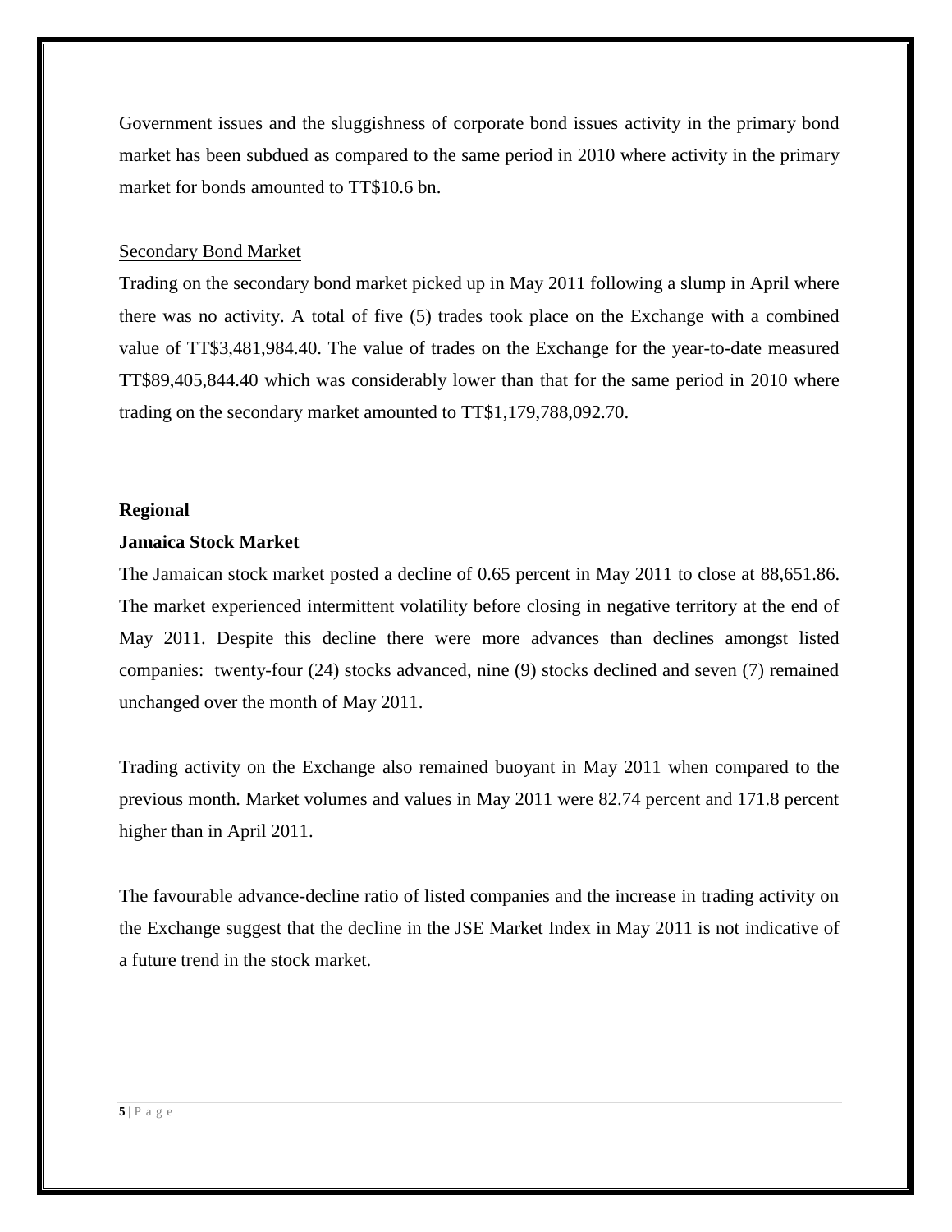Government issues and the sluggishness of corporate bond issues activity in the primary bond market has been subdued as compared to the same period in 2010 where activity in the primary market for bonds amounted to TT$10.6 bn.

<u>Secondary Bond Market</u>

Trading on the secondary bond market picked up in May 2011 following a slump in April where there was no activity. A total of five (5) trades took place on the Exchange with a combined value of TT$3,481,984.40. The value of trades on the Exchange for the year-to-date measured TT$89,405,844.40 which was considerably lower than that for the same period in 2010 where trading on the secondary market amounted to TT$1,179,788,092.70.

**Regional**

**Jamaica Stock Market**

The Jamaican stock market posted a decline of 0.65 percent in May 2011 to close at 88,651.86. The market experienced intermittent volatility before closing in negative territory at the end of May 2011. Despite this decline there were more advances than declines amongst listed companies: twenty-four (24) stocks advanced, nine (9) stocks declined and seven (7) remained unchanged over the month of May 2011.

Trading activity on the Exchange also remained buoyant in May 2011 when compared to the previous month. Market volumes and values in May 2011 were 82.74 percent and 171.8 percent higher than in April 2011.

The favourable advance-decline ratio of listed companies and the increase in trading activity on the Exchange suggest that the decline in the JSE Market Index in May 2011 is not indicative of a future trend in the stock market.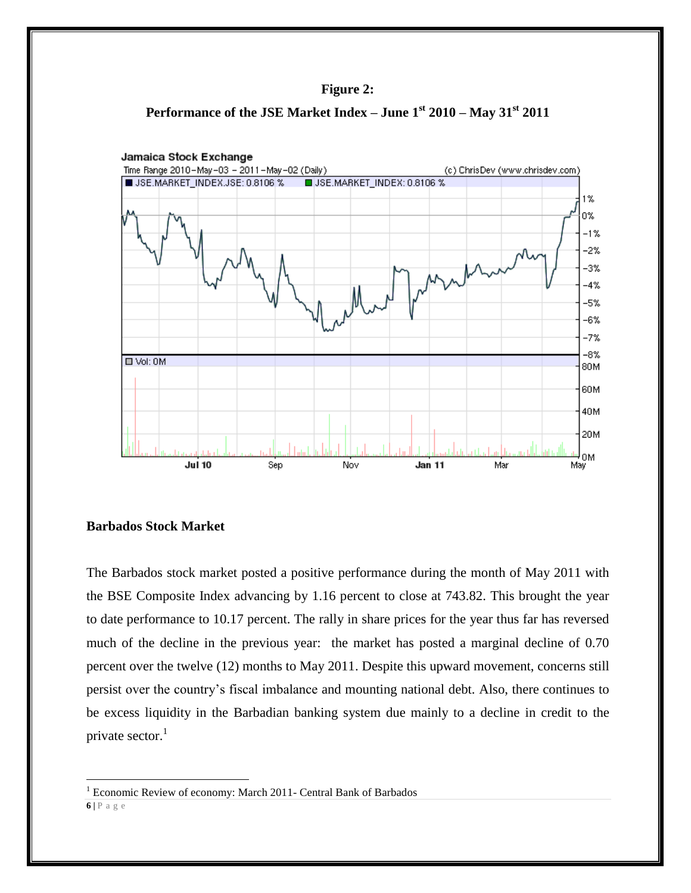**Figure 2:**

**Performance of the JSE Market Index – June 1st 2010 – May 31st 2011**

## Barbados Stock Market

The Barbados stock market posted a positive performance during the month of May 2011 with the BSE Composite Index advancing by 1.16 percent to close at 743.82. This brought the year to date performance to 10.17 percent. The rally in share prices for the year thus far has reversed much of the decline in the previous year: the market has posted a marginal decline of 0.70 percent over the twelve (12) months to May 2011. Despite this upward movement, concerns still persist over the country's fiscal imbalance and mounting national debt. Also, there continues to be excess liquidity in the Barbadian banking system due mainly to a decline in credit to the private sector.[1]

[1] Economic Review of economy: March 2011- Central Bank of Barbados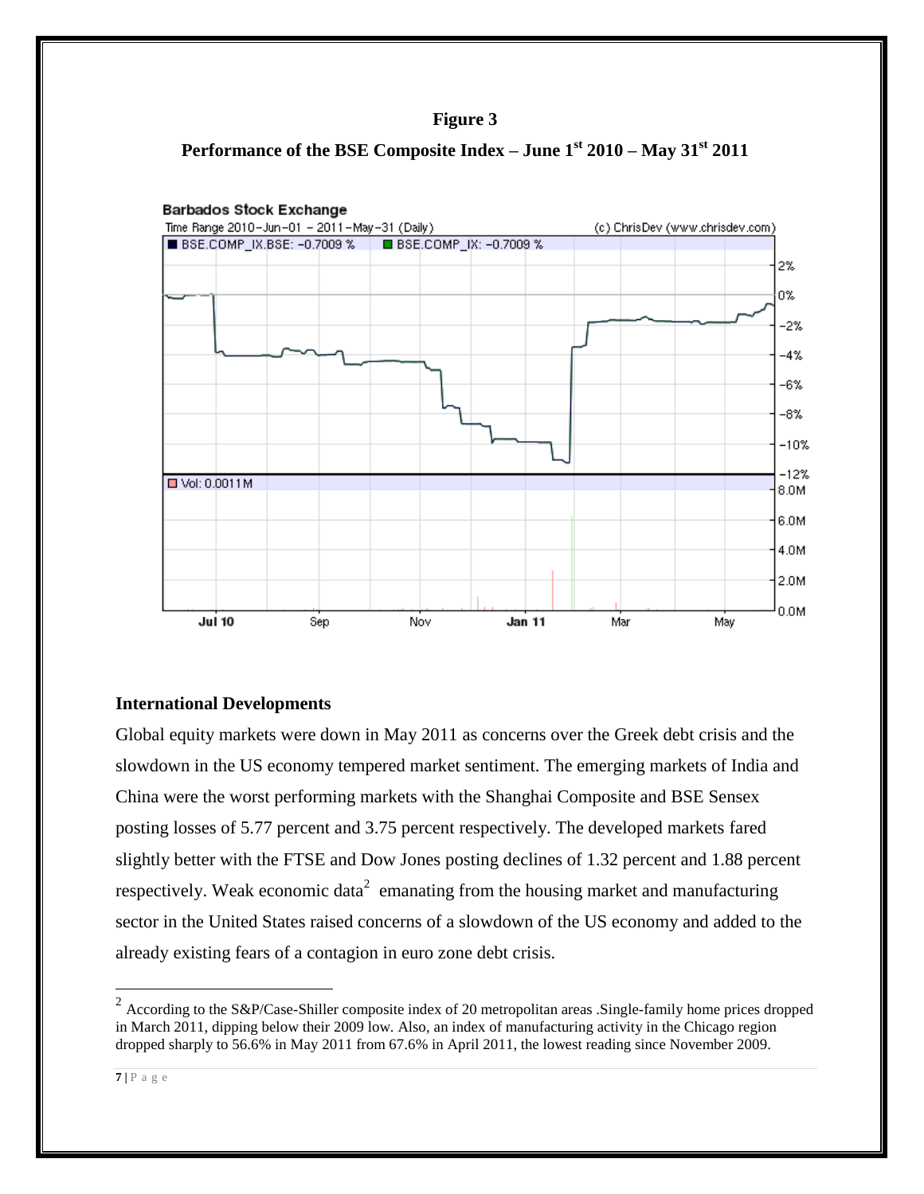**Figure 3**

**Performance of the BSE Composite Index – June 1st 2010 – May 31st 2011**

**International Developments**

Global equity markets were down in May 2011 as concerns over the Greek debt crisis and the slowdown in the US economy tempered market sentiment. The emerging markets of India and China were the worst performing markets with the Shanghai Composite and BSE Sensex posting losses of 5.77 percent and 3.75 percent respectively. The developed markets fared slightly better with the FTSE and Dow Jones posting declines of 1.32 percent and 1.88 percent respectively. Weak economic data[2] emanating from the housing market and manufacturing sector in the United States raised concerns of a slowdown of the US economy and added to the already existing fears of a contagion in euro zone debt crisis.

---

[2] According to the S&P/Case-Shiller composite index of 20 metropolitan areas .Single-family home prices dropped in March 2011, dipping below their 2009 low. Also, an index of manufacturing activity in the Chicago region dropped sharply to 56.6% in May 2011 from 67.6% in April 2011, the lowest reading since November 2009.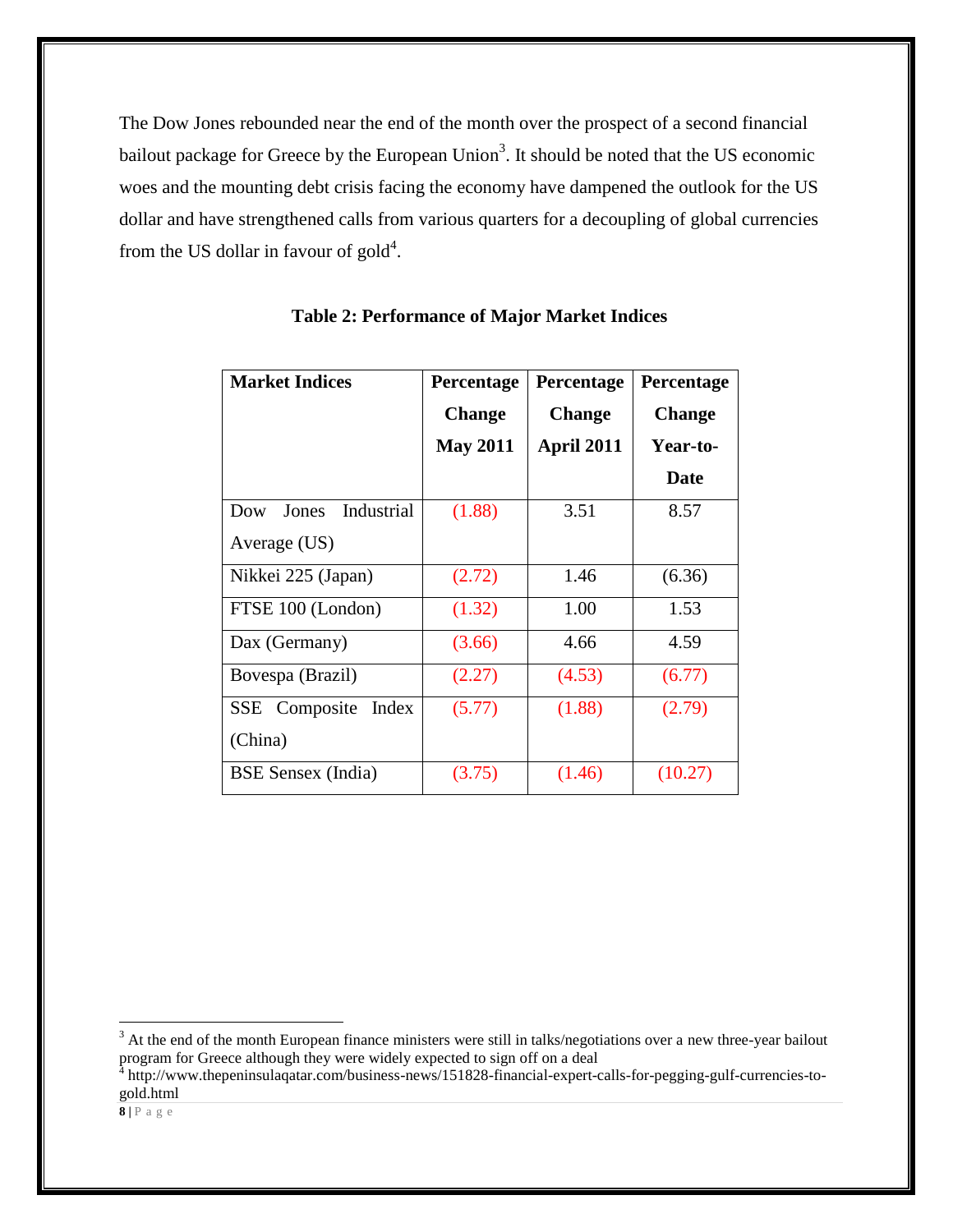The Dow Jones rebounded near the end of the month over the prospect of a second financial bailout package for Greece by the European Union[3]. It should be noted that the US economic woes and the mounting debt crisis facing the economy have dampened the outlook for the US dollar and have strengthened calls from various quarters for a decoupling of global currencies from the US dollar in favour of gold[4].

**Table 2: Performance of Major Market Indices**

| Market Indices | Percentage Change May 2011 | Percentage Change April 2011 | Percentage Change Year-to-Date |
|---|---|---|---|
| Dow Jones Industrial Average (US) | (1.88) | 3.51 | 8.57 |
| Nikkei 225 (Japan) | (2.72) | 1.46 | (6.36) |
| FTSE 100 (London) | (1.32) | 1.00 | 1.53 |
| Dax (Germany) | (3.66) | 4.66 | 4.59 |
| Bovespa (Brazil) | (2.27) | (4.53) | (6.77) |
| SSE Composite Index (China) | (5.77) | (1.88) | (2.79) |
| BSE Sensex (India) | (3.75) | (1.46) | (10.27) |

[3] At the end of the month European finance ministers were still in talks/negotiations over a new three-year bailout program for Greece although they were widely expected to sign off on a deal

[4] http://www.thepeninsulaqatar.com/business-news/151828-financial-expert-calls-for-pegging-gulf-currencies-to-gold.html